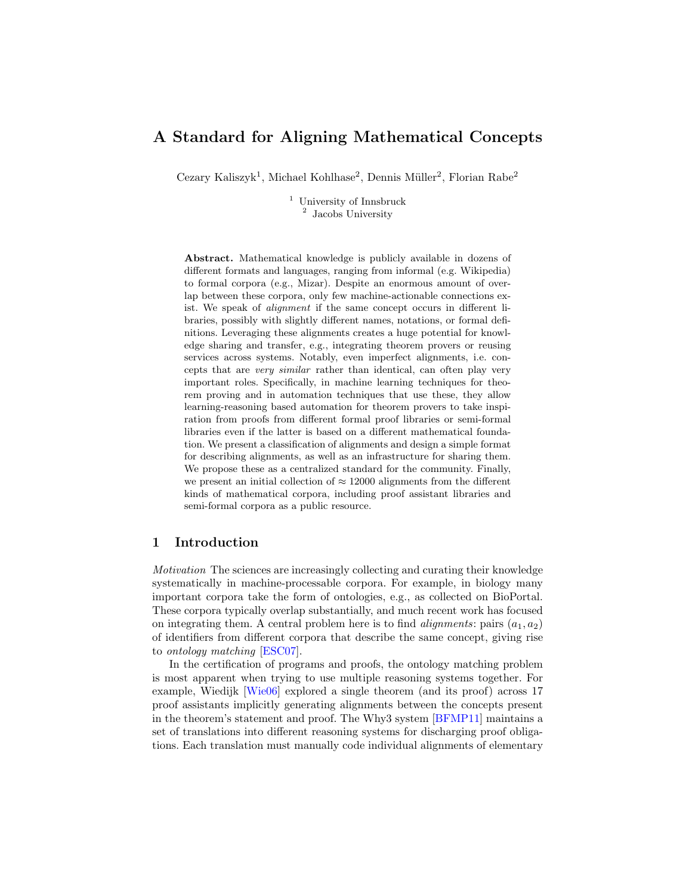# A Standard for Aligning Mathematical Concepts

Cezary Kaliszyk[1], Michael Kohlhase[2], Dennis Müller[2], Florian Rabe[2]

[1] University of Innsbruck
[2] Jacobs University

**Abstract.** Mathematical knowledge is publicly available in dozens of different formats and languages, ranging from informal (e.g. Wikipedia) to formal corpora (e.g., Mizar). Despite an enormous amount of overlap between these corpora, only few machine-actionable connections exist. We speak of *alignment* if the same concept occurs in different libraries, possibly with slightly different names, notations, or formal definitions. Leveraging these alignments creates a huge potential for knowledge sharing and transfer, e.g., integrating theorem provers or reusing services across systems. Notably, even imperfect alignments, i.e. concepts that are *very similar* rather than identical, can often play very important roles. Specifically, in machine learning techniques for theorem proving and in automation techniques that use these, they allow learning-reasoning based automation for theorem provers to take inspiration from proofs from different formal proof libraries or semi-formal libraries even if the latter is based on a different mathematical foundation. We present a classification of alignments and design a simple format for describing alignments, as well as an infrastructure for sharing them. We propose these as a centralized standard for the community. Finally, we present an initial collection of ≈ 12000 alignments from the different kinds of mathematical corpora, including proof assistant libraries and semi-formal corpora as a public resource.

## 1 Introduction

*Motivation* The sciences are increasingly collecting and curating their knowledge systematically in machine-processable corpora. For example, in biology many important corpora take the form of ontologies, e.g., as collected on BioPortal. These corpora typically overlap substantially, and much recent work has focused on integrating them. A central problem here is to find *alignments*: pairs $(a_1, a_2)$ of identifiers from different corpora that describe the same concept, giving rise to *ontology matching* [ESC07].

In the certification of programs and proofs, the ontology matching problem is most apparent when trying to use multiple reasoning systems together. For example, Wiedijk [Wie06] explored a single theorem (and its proof) across 17 proof assistants implicitly generating alignments between the concepts present in the theorem's statement and proof. The Why3 system [BFMP11] maintains a set of translations into different reasoning systems for discharging proof obligations. Each translation must manually code individual alignments of elementary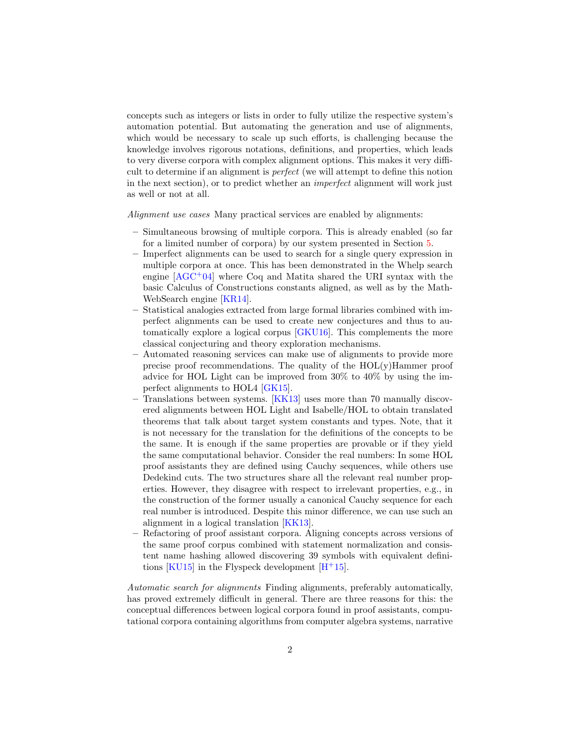concepts such as integers or lists in order to fully utilize the respective system's automation potential. But automating the generation and use of alignments, which would be necessary to scale up such efforts, is challenging because the knowledge involves rigorous notations, definitions, and properties, which leads to very diverse corpora with complex alignment options. This makes it very difficult to determine if an alignment is *perfect* (we will attempt to define this notion in the next section), or to predict whether an *imperfect* alignment will work just as well or not at all.

*Alignment use cases* Many practical services are enabled by alignments:

- Simultaneous browsing of multiple corpora. This is already enabled (so far for a limited number of corpora) by our system presented in Section 5.
- Imperfect alignments can be used to search for a single query expression in multiple corpora at once. This has been demonstrated in the Whelp search engine [AGC+04] where Coq and Matita shared the URI syntax with the basic Calculus of Constructions constants aligned, as well as by the MathWebSearch engine [KR14].
- Statistical analogies extracted from large formal libraries combined with imperfect alignments can be used to create new conjectures and thus to automatically explore a logical corpus [GKU16]. This complements the more classical conjecturing and theory exploration mechanisms.
- Automated reasoning services can make use of alignments to provide more precise proof recommendations. The quality of the HOL(y)Hammer proof advice for HOL Light can be improved from 30% to 40% by using the imperfect alignments to HOL4 [GK15].
- Translations between systems. [KK13] uses more than 70 manually discovered alignments between HOL Light and Isabelle/HOL to obtain translated theorems that talk about target system constants and types. Note, that it is not necessary for the translation for the definitions of the concepts to be the same. It is enough if the same properties are provable or if they yield the same computational behavior. Consider the real numbers: In some HOL proof assistants they are defined using Cauchy sequences, while others use Dedekind cuts. The two structures share all the relevant real number properties. However, they disagree with respect to irrelevant properties, e.g., in the construction of the former usually a canonical Cauchy sequence for each real number is introduced. Despite this minor difference, we can use such an alignment in a logical translation [KK13].
- Refactoring of proof assistant corpora. Aligning concepts across versions of the same proof corpus combined with statement normalization and consistent name hashing allowed discovering 39 symbols with equivalent definitions [KU15] in the Flyspeck development [H+15].

*Automatic search for alignments* Finding alignments, preferably automatically, has proved extremely difficult in general. There are three reasons for this: the conceptual differences between logical corpora found in proof assistants, computational corpora containing algorithms from computer algebra systems, narrative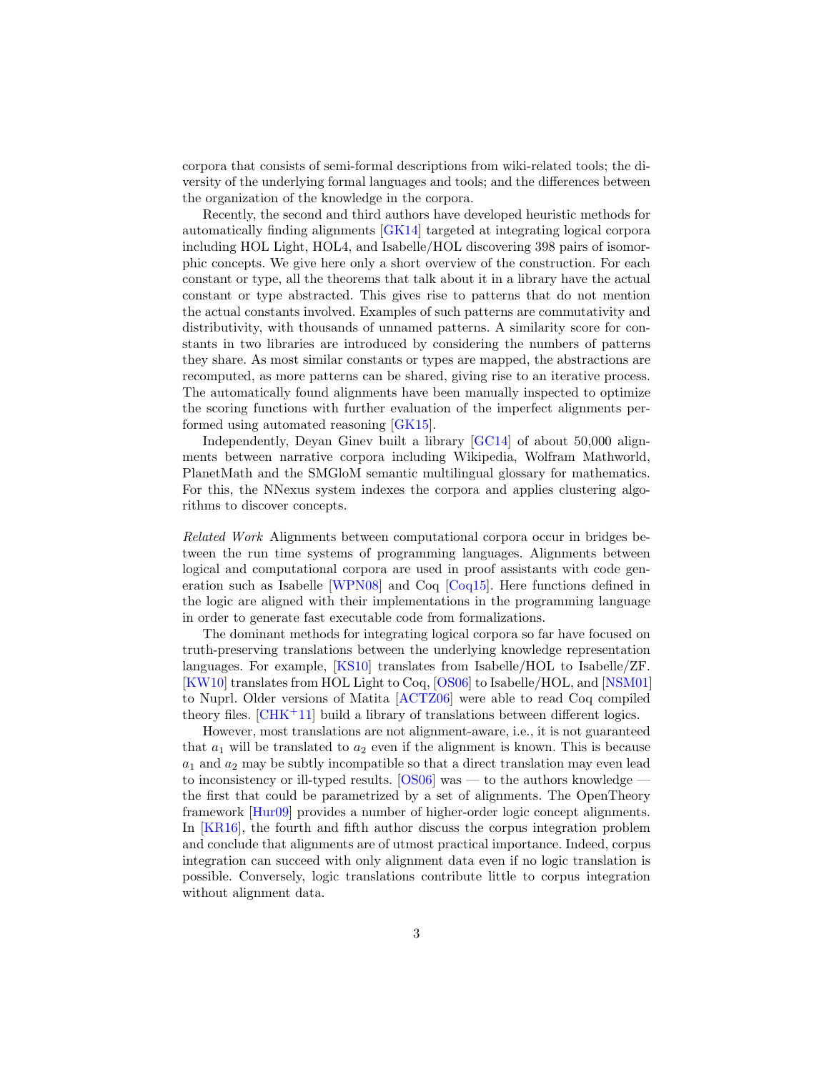corpora that consists of semi-formal descriptions from wiki-related tools; the diversity of the underlying formal languages and tools; and the differences between the organization of the knowledge in the corpora.

Recently, the second and third authors have developed heuristic methods for automatically finding alignments [GK14] targeted at integrating logical corpora including HOL Light, HOL4, and Isabelle/HOL discovering 398 pairs of isomorphic concepts. We give here only a short overview of the construction. For each constant or type, all the theorems that talk about it in a library have the actual constant or type abstracted. This gives rise to patterns that do not mention the actual constants involved. Examples of such patterns are commutativity and distributivity, with thousands of unnamed patterns. A similarity score for constants in two libraries are introduced by considering the numbers of patterns they share. As most similar constants or types are mapped, the abstractions are recomputed, as more patterns can be shared, giving rise to an iterative process. The automatically found alignments have been manually inspected to optimize the scoring functions with further evaluation of the imperfect alignments performed using automated reasoning [GK15].

Independently, Deyan Ginev built a library [GC14] of about 50,000 alignments between narrative corpora including Wikipedia, Wolfram Mathworld, PlanetMath and the SMGloM semantic multilingual glossary for mathematics. For this, the NNexus system indexes the corpora and applies clustering algorithms to discover concepts.

*Related Work* Alignments between computational corpora occur in bridges between the run time systems of programming languages. Alignments between logical and computational corpora are used in proof assistants with code generation such as Isabelle [WPN08] and Coq [Coq15]. Here functions defined in the logic are aligned with their implementations in the programming language in order to generate fast executable code from formalizations.

The dominant methods for integrating logical corpora so far have focused on truth-preserving translations between the underlying knowledge representation languages. For example, [KS10] translates from Isabelle/HOL to Isabelle/ZF. [KW10] translates from HOL Light to Coq, [OS06] to Isabelle/HOL, and [NSM01] to Nuprl. Older versions of Matita [ACTZ06] were able to read Coq compiled theory files. [CHK+11] build a library of translations between different logics.

However, most translations are not alignment-aware, i.e., it is not guaranteed that $a_1$ will be translated to $a_2$ even if the alignment is known. This is because $a_1$ and $a_2$ may be subtly incompatible so that a direct translation may even lead to inconsistency or ill-typed results. [OS06] was — to the authors knowledge — the first that could be parametrized by a set of alignments. The OpenTheory framework [Hur09] provides a number of higher-order logic concept alignments. In [KR16], the fourth and fifth author discuss the corpus integration problem and conclude that alignments are of utmost practical importance. Indeed, corpus integration can succeed with only alignment data even if no logic translation is possible. Conversely, logic translations contribute little to corpus integration without alignment data.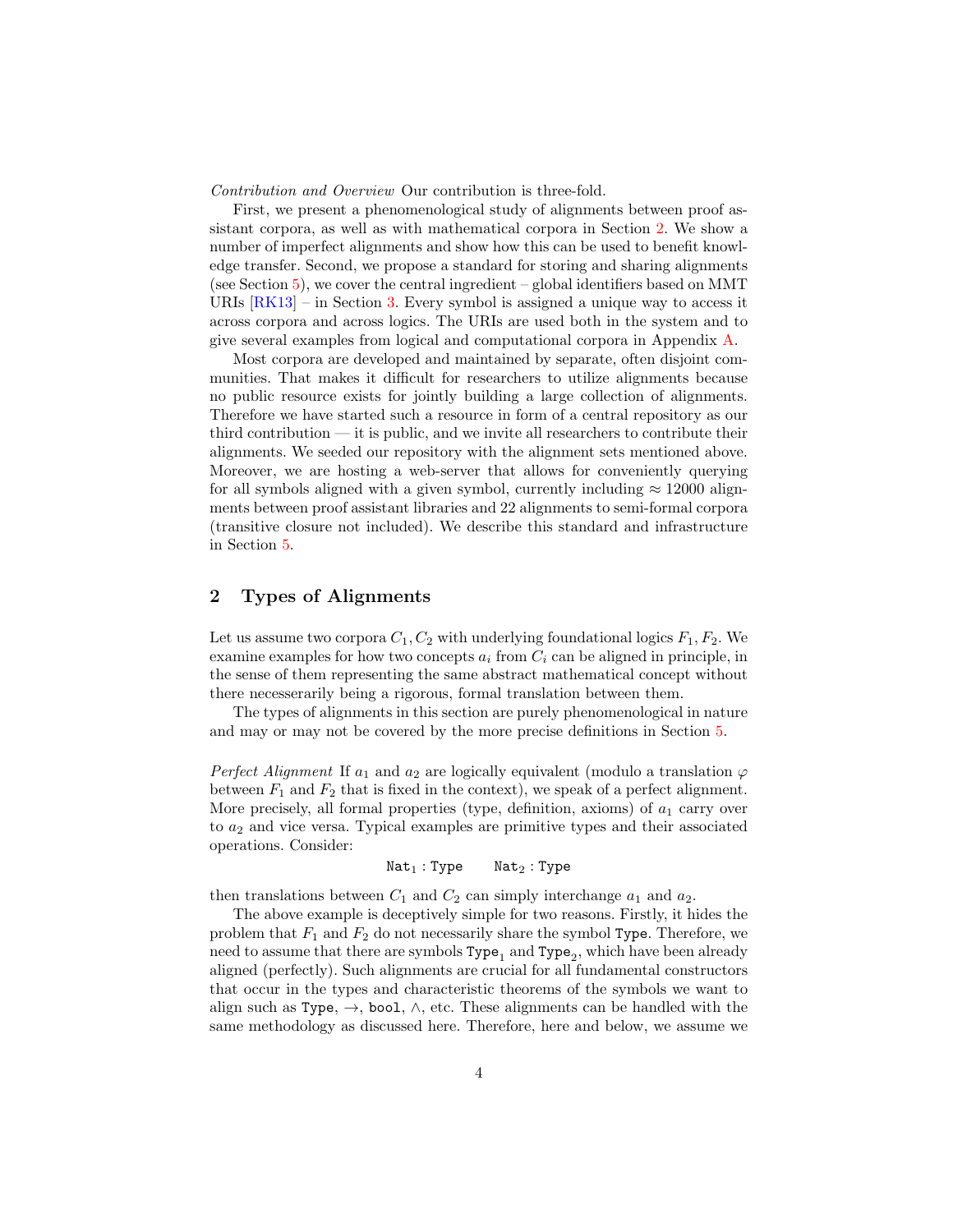*Contribution and Overview* Our contribution is three-fold.

First, we present a phenomenological study of alignments between proof assistant corpora, as well as with mathematical corpora in Section 2. We show a number of imperfect alignments and show how this can be used to benefit knowledge transfer. Second, we propose a standard for storing and sharing alignments (see Section 5), we cover the central ingredient – global identifiers based on MMT URIs [RK13] – in Section 3. Every symbol is assigned a unique way to access it across corpora and across logics. The URIs are used both in the system and to give several examples from logical and computational corpora in Appendix A.

Most corpora are developed and maintained by separate, often disjoint communities. That makes it difficult for researchers to utilize alignments because no public resource exists for jointly building a large collection of alignments. Therefore we have started such a resource in form of a central repository as our third contribution — it is public, and we invite all researchers to contribute their alignments. We seeded our repository with the alignment sets mentioned above. Moreover, we are hosting a web-server that allows for conveniently querying for all symbols aligned with a given symbol, currently including ≈ 12000 alignments between proof assistant libraries and 22 alignments to semi-formal corpora (transitive closure not included). We describe this standard and infrastructure in Section 5.

## 2 Types of Alignments

Let us assume two corpora $C_1, C_2$ with underlying foundational logics $F_1, F_2$. We examine examples for how two concepts $a_i$ from $C_i$ can be aligned in principle, in the sense of them representing the same abstract mathematical concept without there neccesserarily being a rigorous, formal translation between them.

The types of alignments in this section are purely phenomenological in nature and may or may not be covered by the more precise definitions in Section 5.

*Perfect Alignment* If $a_1$ and $a_2$ are logically equivalent (modulo a translation $\varphi$ between $F_1$ and $F_2$ that is fixed in the context), we speak of a perfect alignment. More precisely, all formal properties (type, definition, axioms) of $a_1$ carry over to $a_2$ and vice versa. Typical examples are primitive types and their associated operations. Consider:

$$\mathtt{Nat}_1 : \mathtt{Type} \qquad \mathtt{Nat}_2 : \mathtt{Type}$$

then translations between $C_1$ and $C_2$ can simply interchange $a_1$ and $a_2$.

The above example is deceptively simple for two reasons. Firstly, it hides the problem that $F_1$ and $F_2$ do not necessarily share the symbol `Type`. Therefore, we need to assume that there are symbols $\mathtt{Type}_1$ and $\mathtt{Type}_2$, which have been already aligned (perfectly). Such alignments are crucial for all fundamental constructors that occur in the types and characteristic theorems of the symbols we want to align such as `Type`, $\rightarrow$, `bool`, $\wedge$, etc. These alignments can be handled with the same methodology as discussed here. Therefore, here and below, we assume we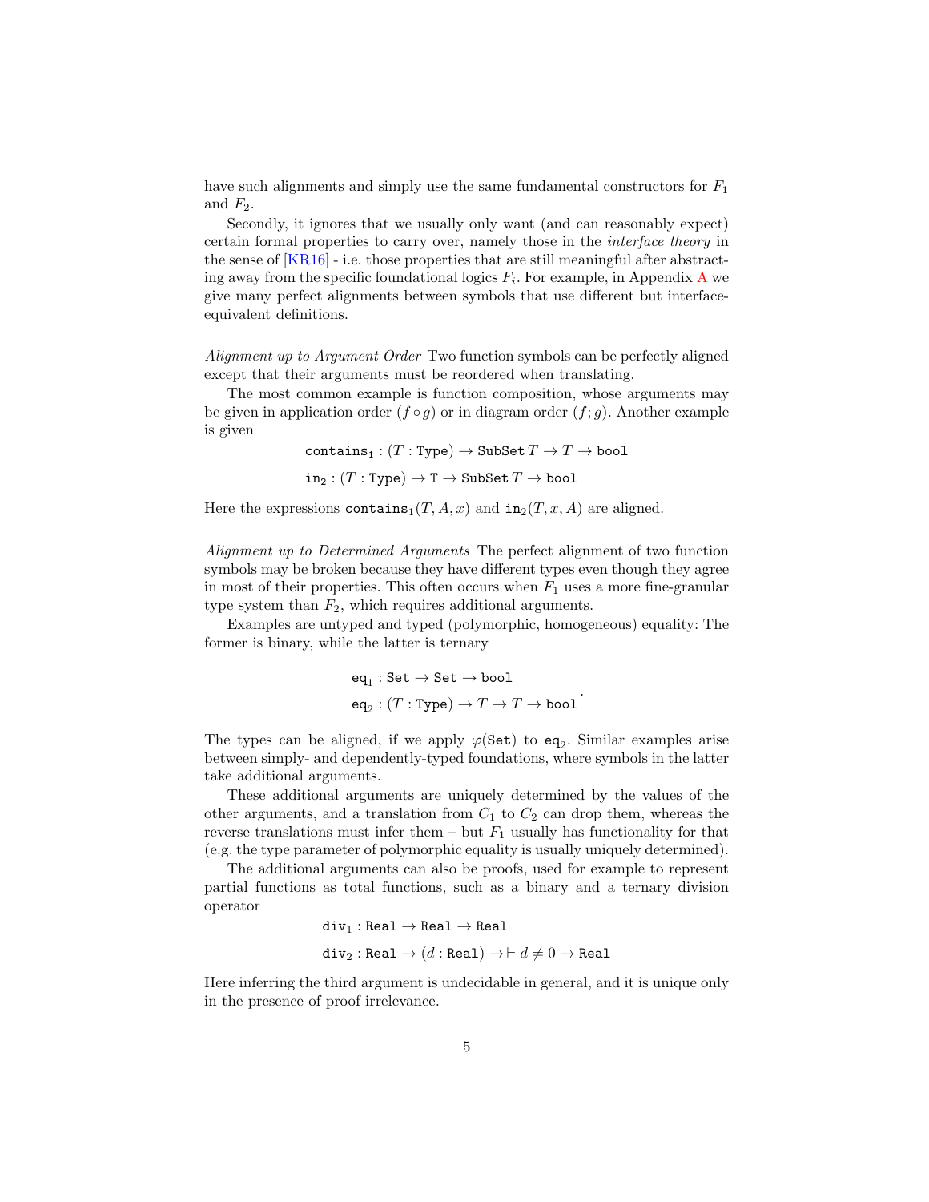have such alignments and simply use the same fundamental constructors for $F_1$ and $F_2$.

Secondly, it ignores that we usually only want (and can reasonably expect) certain formal properties to carry over, namely those in the *interface theory* in the sense of [KR16] - i.e. those properties that are still meaningful after abstracting away from the specific foundational logics $F_i$. For example, in Appendix A we give many perfect alignments between symbols that use different but interface-equivalent definitions.

*Alignment up to Argument Order* Two function symbols can be perfectly aligned except that their arguments must be reordered when translating.

The most common example is function composition, whose arguments may be given in application order ($f \circ g$) or in diagram order ($f; g$). Another example is given

$$\mathtt{contains}_1 : (T : \mathtt{Type}) \to \mathtt{SubSet}\, T \to T \to \mathtt{bool}$$

$$\mathtt{in}_2 : (T : \mathtt{Type}) \to \mathtt{T} \to \mathtt{SubSet}\, T \to \mathtt{bool}$$

Here the expressions $\mathtt{contains}_1(T, A, x)$ and $\mathtt{in}_2(T, x, A)$ are aligned.

*Alignment up to Determined Arguments* The perfect alignment of two function symbols may be broken because they have different types even though they agree in most of their properties. This often occurs when $F_1$ uses a more fine-granular type system than $F_2$, which requires additional arguments.

Examples are untyped and typed (polymorphic, homogeneous) equality: The former is binary, while the latter is ternary

$$\begin{aligned} \mathtt{eq}_1 &: \mathtt{Set} \to \mathtt{Set} \to \mathtt{bool} \\ \mathtt{eq}_2 &: (T : \mathtt{Type}) \to T \to T \to \mathtt{bool} \end{aligned}.$$

The types can be aligned, if we apply $\varphi(\mathtt{Set})$ to $\mathtt{eq}_2$. Similar examples arise between simply- and dependently-typed foundations, where symbols in the latter take additional arguments.

These additional arguments are uniquely determined by the values of the other arguments, and a translation from $C_1$ to $C_2$ can drop them, whereas the reverse translations must infer them – but $F_1$ usually has functionality for that (e.g. the type parameter of polymorphic equality is usually uniquely determined).

The additional arguments can also be proofs, used for example to represent partial functions as total functions, such as a binary and a ternary division operator

$$\mathtt{div}_1 : \mathtt{Real} \to \mathtt{Real} \to \mathtt{Real}$$

$$\mathtt{div}_2 : \mathtt{Real} \to (d : \mathtt{Real}) \to \vdash d \neq 0 \to \mathtt{Real}$$

Here inferring the third argument is undecidable in general, and it is unique only in the presence of proof irrelevance.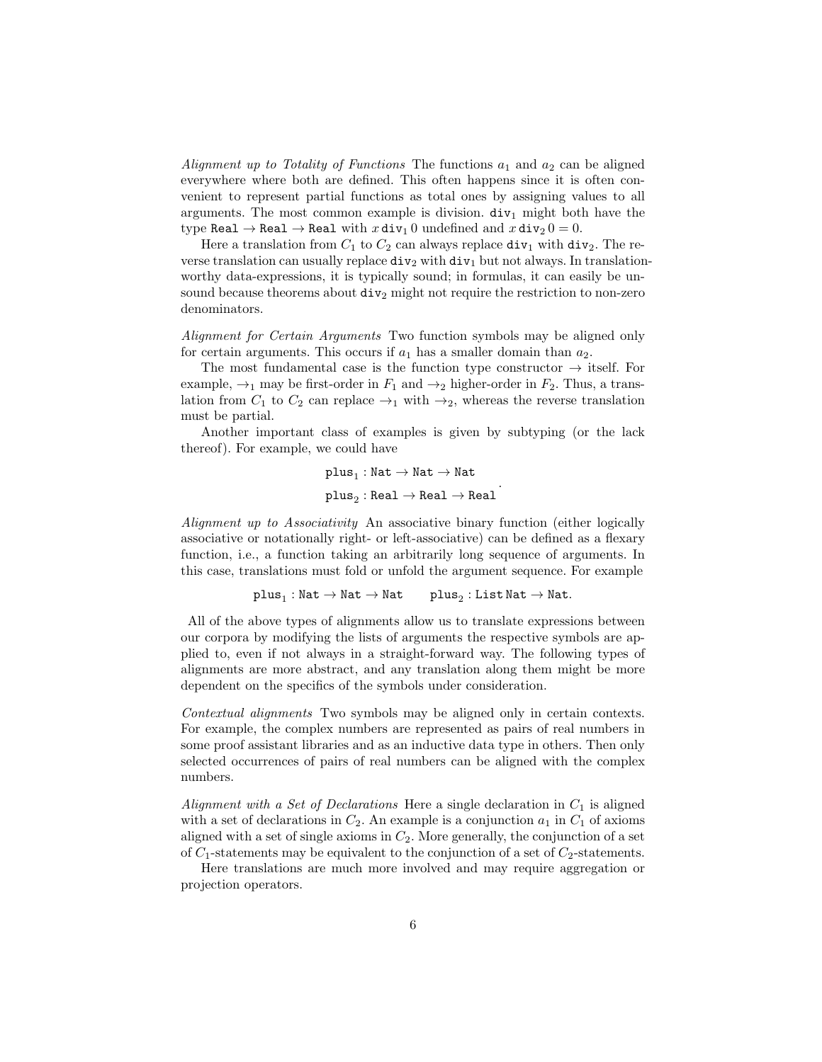*Alignment up to Totality of Functions* The functions $a_1$ and $a_2$ can be aligned everywhere where both are defined. This often happens since it is often convenient to represent partial functions as total ones by assigning values to all arguments. The most common example is division. $\mathtt{div}_1$ might both have the type $\mathtt{Real} \to \mathtt{Real} \to \mathtt{Real}$ with $x\,\mathtt{div}_1\,0$ undefined and $x\,\mathtt{div}_2\,0 = 0$.

Here a translation from $C_1$ to $C_2$ can always replace $\mathtt{div}_1$ with $\mathtt{div}_2$. The reverse translation can usually replace $\mathtt{div}_2$ with $\mathtt{div}_1$ but not always. In translation-worthy data-expressions, it is typically sound; in formulas, it can easily be unsound because theorems about $\mathtt{div}_2$ might not require the restriction to non-zero denominators.

*Alignment for Certain Arguments* Two function symbols may be aligned only for certain arguments. This occurs if $a_1$ has a smaller domain than $a_2$.

The most fundamental case is the function type constructor $\to$ itself. For example, $\to_1$ may be first-order in $F_1$ and $\to_2$ higher-order in $F_2$. Thus, a translation from $C_1$ to $C_2$ can replace $\to_1$ with $\to_2$, whereas the reverse translation must be partial.

Another important class of examples is given by subtyping (or the lack thereof). For example, we could have

$$\mathtt{plus}_1 : \mathtt{Nat} \to \mathtt{Nat} \to \mathtt{Nat}$$
$$\mathtt{plus}_2 : \mathtt{Real} \to \mathtt{Real} \to \mathtt{Real}.$$

*Alignment up to Associativity* An associative binary function (either logically associative or notationally right- or left-associative) can be defined as a flexary function, i.e., a function taking an arbitrarily long sequence of arguments. In this case, translations must fold or unfold the argument sequence. For example

$$\mathtt{plus}_1 : \mathtt{Nat} \to \mathtt{Nat} \to \mathtt{Nat} \qquad \mathtt{plus}_2 : \mathtt{List}\,\mathtt{Nat} \to \mathtt{Nat}.$$

All of the above types of alignments allow us to translate expressions between our corpora by modifying the lists of arguments the respective symbols are applied to, even if not always in a straight-forward way. The following types of alignments are more abstract, and any translation along them might be more dependent on the specifics of the symbols under consideration.

*Contextual alignments* Two symbols may be aligned only in certain contexts. For example, the complex numbers are represented as pairs of real numbers in some proof assistant libraries and as an inductive data type in others. Then only selected occurrences of pairs of real numbers can be aligned with the complex numbers.

*Alignment with a Set of Declarations* Here a single declaration in $C_1$ is aligned with a set of declarations in $C_2$. An example is a conjunction $a_1$ in $C_1$ of axioms aligned with a set of single axioms in $C_2$. More generally, the conjunction of a set of $C_1$-statements may be equivalent to the conjunction of a set of $C_2$-statements.

Here translations are much more involved and may require aggregation or projection operators.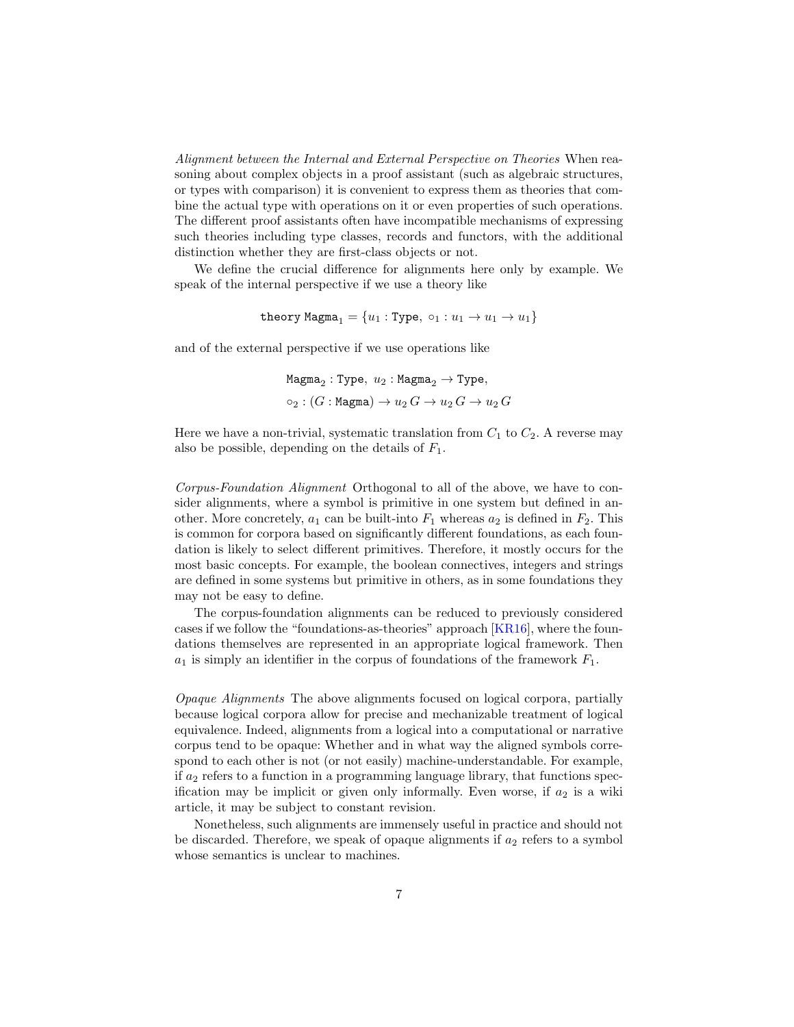*Alignment between the Internal and External Perspective on Theories* When reasoning about complex objects in a proof assistant (such as algebraic structures, or types with comparison) it is convenient to express them as theories that combine the actual type with operations on it or even properties of such operations. The different proof assistants often have incompatible mechanisms of expressing such theories including type classes, records and functors, with the additional distinction whether they are first-class objects or not.

We define the crucial difference for alignments here only by example. We speak of the internal perspective if we use a theory like

$$\texttt{theory Magma}_1 = \{u_1 : \texttt{Type},\ \circ_1 : u_1 \to u_1 \to u_1\}$$

and of the external perspective if we use operations like

$$\texttt{Magma}_2 : \texttt{Type},\ u_2 : \texttt{Magma}_2 \to \texttt{Type},$$
$$\circ_2 : (G : \texttt{Magma}) \to u_2\, G \to u_2\, G \to u_2\, G$$

Here we have a non-trivial, systematic translation from $C_1$ to $C_2$. A reverse may also be possible, depending on the details of $F_1$.

*Corpus-Foundation Alignment* Orthogonal to all of the above, we have to consider alignments, where a symbol is primitive in one system but defined in another. More concretely, $a_1$ can be built-into $F_1$ whereas $a_2$ is defined in $F_2$. This is common for corpora based on significantly different foundations, as each foundation is likely to select different primitives. Therefore, it mostly occurs for the most basic concepts. For example, the boolean connectives, integers and strings are defined in some systems but primitive in others, as in some foundations they may not be easy to define.

The corpus-foundation alignments can be reduced to previously considered cases if we follow the "foundations-as-theories" approach [KR16], where the foundations themselves are represented in an appropriate logical framework. Then $a_1$ is simply an identifier in the corpus of foundations of the framework $F_1$.

*Opaque Alignments* The above alignments focused on logical corpora, partially because logical corpora allow for precise and mechanizable treatment of logical equivalence. Indeed, alignments from a logical into a computational or narrative corpus tend to be opaque: Whether and in what way the aligned symbols correspond to each other is not (or not easily) machine-understandable. For example, if $a_2$ refers to a function in a programming language library, that functions specification may be implicit or given only informally. Even worse, if $a_2$ is a wiki article, it may be subject to constant revision.

Nonetheless, such alignments are immensely useful in practice and should not be discarded. Therefore, we speak of opaque alignments if $a_2$ refers to a symbol whose semantics is unclear to machines.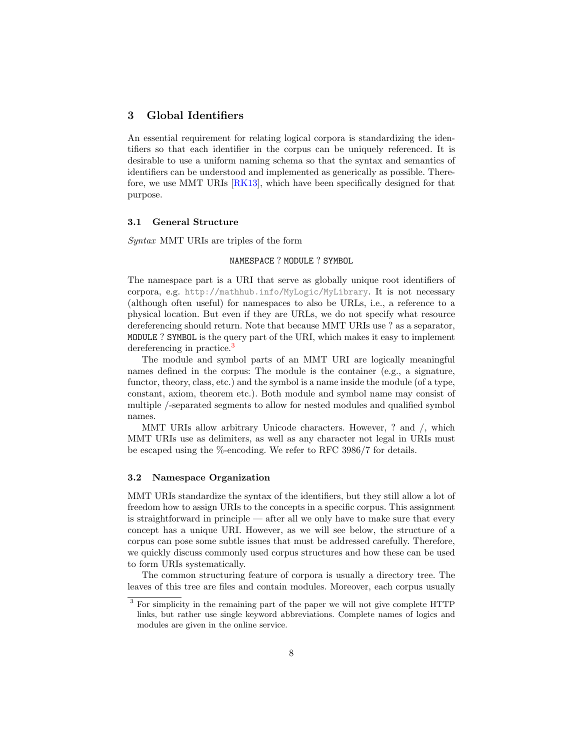## 3 Global Identifiers

An essential requirement for relating logical corpora is standardizing the identifiers so that each identifier in the corpus can be uniquely referenced. It is desirable to use a uniform naming schema so that the syntax and semantics of identifiers can be understood and implemented as generically as possible. Therefore, we use MMT URIs [RK13], which have been specifically designed for that purpose.

### 3.1 General Structure

*Syntax* MMT URIs are triples of the form

`NAMESPACE ? MODULE ? SYMBOL`

The namespace part is a URI that serve as globally unique root identifiers of corpora, e.g. `http://mathhub.info/MyLogic/MyLibrary`. It is not necessary (although often useful) for namespaces to also be URLs, i.e., a reference to a physical location. But even if they are URLs, we do not specify what resource dereferencing should return. Note that because MMT URIs use ? as a separator, `MODULE ? SYMBOL` is the query part of the URI, which makes it easy to implement dereferencing in practice.[3]

The module and symbol parts of an MMT URI are logically meaningful names defined in the corpus: The module is the container (e.g., a signature, functor, theory, class, etc.) and the symbol is a name inside the module (of a type, constant, axiom, theorem etc.). Both module and symbol name may consist of multiple /-separated segments to allow for nested modules and qualified symbol names.

MMT URIs allow arbitrary Unicode characters. However, ? and /, which MMT URIs use as delimiters, as well as any character not legal in URIs must be escaped using the %-encoding. We refer to RFC 3986/7 for details.

### 3.2 Namespace Organization

MMT URIs standardize the syntax of the identifiers, but they still allow a lot of freedom how to assign URIs to the concepts in a specific corpus. This assignment is straightforward in principle — after all we only have to make sure that every concept has a unique URI. However, as we will see below, the structure of a corpus can pose some subtle issues that must be addressed carefully. Therefore, we quickly discuss commonly used corpus structures and how these can be used to form URIs systematically.

The common structuring feature of corpora is usually a directory tree. The leaves of this tree are files and contain modules. Moreover, each corpus usually

[3] For simplicity in the remaining part of the paper we will not give complete HTTP links, but rather use single keyword abbreviations. Complete names of logics and modules are given in the online service.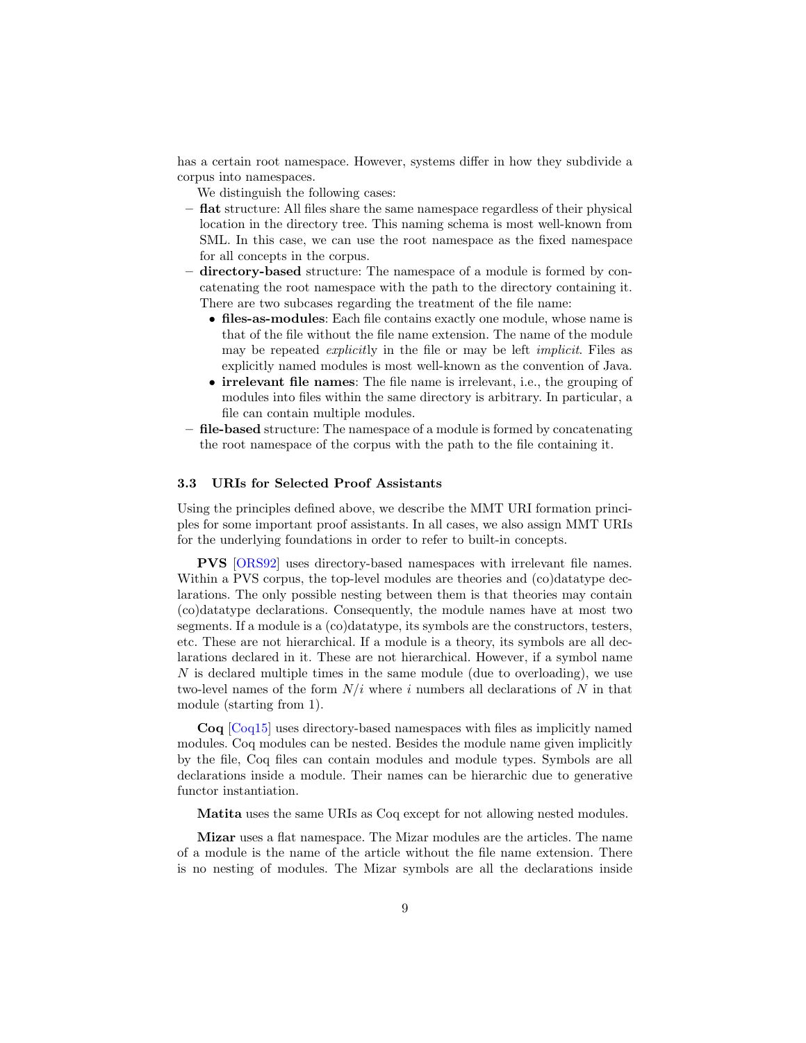has a certain root namespace. However, systems differ in how they subdivide a corpus into namespaces.

We distinguish the following cases:

- **flat** structure: All files share the same namespace regardless of their physical location in the directory tree. This naming schema is most well-known from SML. In this case, we can use the root namespace as the fixed namespace for all concepts in the corpus.
- **directory-based** structure: The namespace of a module is formed by concatenating the root namespace with the path to the directory containing it. There are two subcases regarding the treatment of the file name:
  - **files-as-modules**: Each file contains exactly one module, whose name is that of the file without the file name extension. The name of the module may be repeated *explicit*ly in the file or may be left *implicit*. Files as explicitly named modules is most well-known as the convention of Java.
  - **irrelevant file names**: The file name is irrelevant, i.e., the grouping of modules into files within the same directory is arbitrary. In particular, a file can contain multiple modules.
- **file-based** structure: The namespace of a module is formed by concatenating the root namespace of the corpus with the path to the file containing it.

### 3.3 URIs for Selected Proof Assistants

Using the principles defined above, we describe the MMT URI formation principles for some important proof assistants. In all cases, we also assign MMT URIs for the underlying foundations in order to refer to built-in concepts.

**PVS** [ORS92] uses directory-based namespaces with irrelevant file names. Within a PVS corpus, the top-level modules are theories and (co)datatype declarations. The only possible nesting between them is that theories may contain (co)datatype declarations. Consequently, the module names have at most two segments. If a module is a (co)datatype, its symbols are the constructors, testers, etc. These are not hierarchical. If a module is a theory, its symbols are all declarations declared in it. These are not hierarchical. However, if a symbol name $N$ is declared multiple times in the same module (due to overloading), we use two-level names of the form $N/i$ where $i$ numbers all declarations of $N$ in that module (starting from 1).

**Coq** [Coq15] uses directory-based namespaces with files as implicitly named modules. Coq modules can be nested. Besides the module name given implicitly by the file, Coq files can contain modules and module types. Symbols are all declarations inside a module. Their names can be hierarchic due to generative functor instantiation.

**Matita** uses the same URIs as Coq except for not allowing nested modules.

**Mizar** uses a flat namespace. The Mizar modules are the articles. The name of a module is the name of the article without the file name extension. There is no nesting of modules. The Mizar symbols are all the declarations inside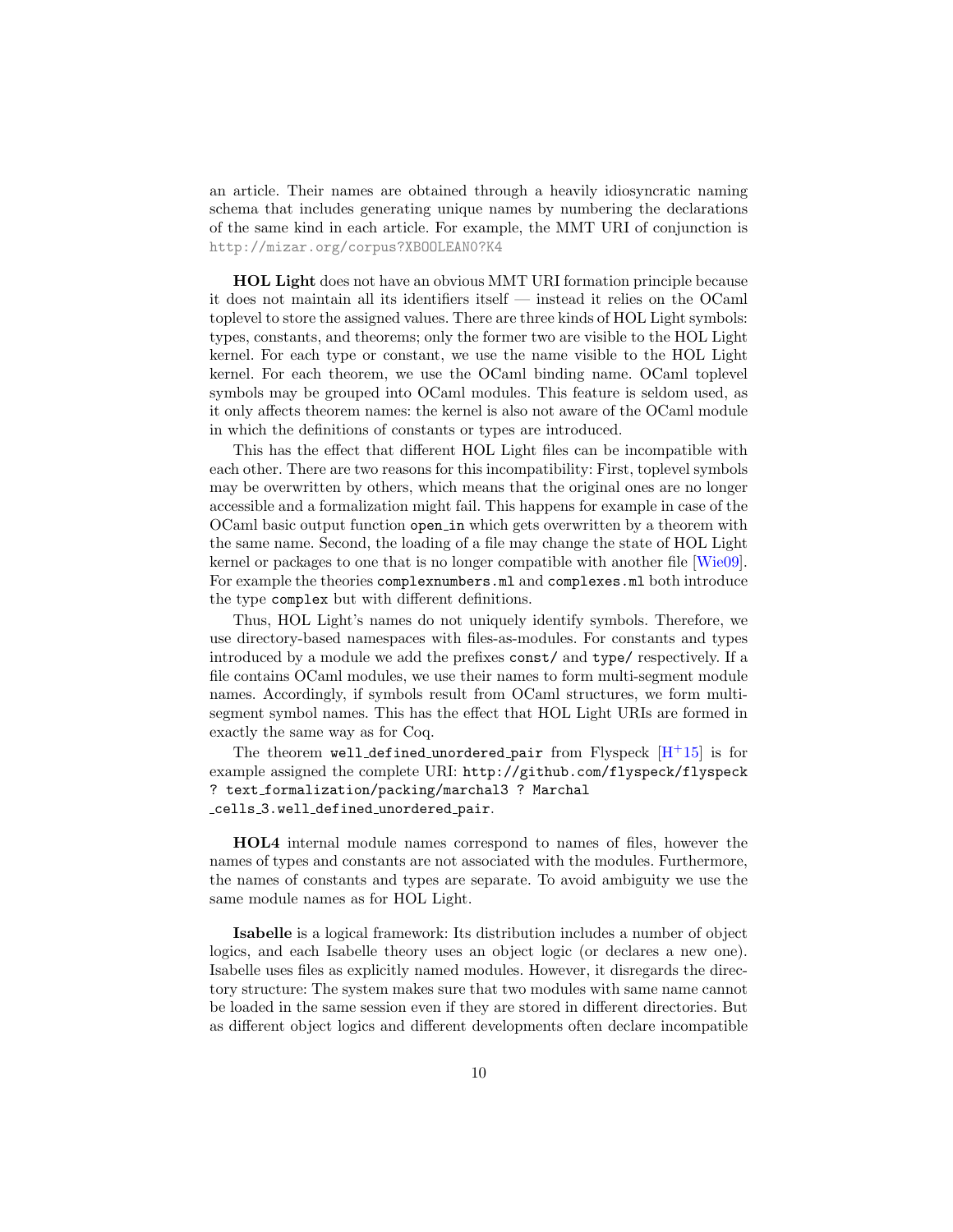an article. Their names are obtained through a heavily idiosyncratic naming schema that includes generating unique names by numbering the declarations of the same kind in each article. For example, the MMT URI of conjunction is `http://mizar.org/corpus?XBOOLEAN0?K4`

**HOL Light** does not have an obvious MMT URI formation principle because it does not maintain all its identifiers itself — instead it relies on the OCaml toplevel to store the assigned values. There are three kinds of HOL Light symbols: types, constants, and theorems; only the former two are visible to the HOL Light kernel. For each type or constant, we use the name visible to the HOL Light kernel. For each theorem, we use the OCaml binding name. OCaml toplevel symbols may be grouped into OCaml modules. This feature is seldom used, as it only affects theorem names: the kernel is also not aware of the OCaml module in which the definitions of constants or types are introduced.

This has the effect that different HOL Light files can be incompatible with each other. There are two reasons for this incompatibility: First, toplevel symbols may be overwritten by others, which means that the original ones are no longer accessible and a formalization might fail. This happens for example in case of the OCaml basic output function `open_in` which gets overwritten by a theorem with the same name. Second, the loading of a file may change the state of HOL Light kernel or packages to one that is no longer compatible with another file [Wie09]. For example the theories `complexnumbers.ml` and `complexes.ml` both introduce the type `complex` but with different definitions.

Thus, HOL Light's names do not uniquely identify symbols. Therefore, we use directory-based namespaces with files-as-modules. For constants and types introduced by a module we add the prefixes `const/` and `type/` respectively. If a file contains OCaml modules, we use their names to form multi-segment module names. Accordingly, if symbols result from OCaml structures, we form multi-segment symbol names. This has the effect that HOL Light URIs are formed in exactly the same way as for Coq.

The theorem `well_defined_unordered_pair` from Flyspeck [H+15] is for example assigned the complete URI: `http://github.com/flyspeck/flyspeck ? text_formalization/packing/marchal3 ? Marchal _cells_3.well_defined_unordered_pair`.

**HOL4** internal module names correspond to names of files, however the names of types and constants are not associated with the modules. Furthermore, the names of constants and types are separate. To avoid ambiguity we use the same module names as for HOL Light.

**Isabelle** is a logical framework: Its distribution includes a number of object logics, and each Isabelle theory uses an object logic (or declares a new one). Isabelle uses files as explicitly named modules. However, it disregards the directory structure: The system makes sure that two modules with same name cannot be loaded in the same session even if they are stored in different directories. But as different object logics and different developments often declare incompatible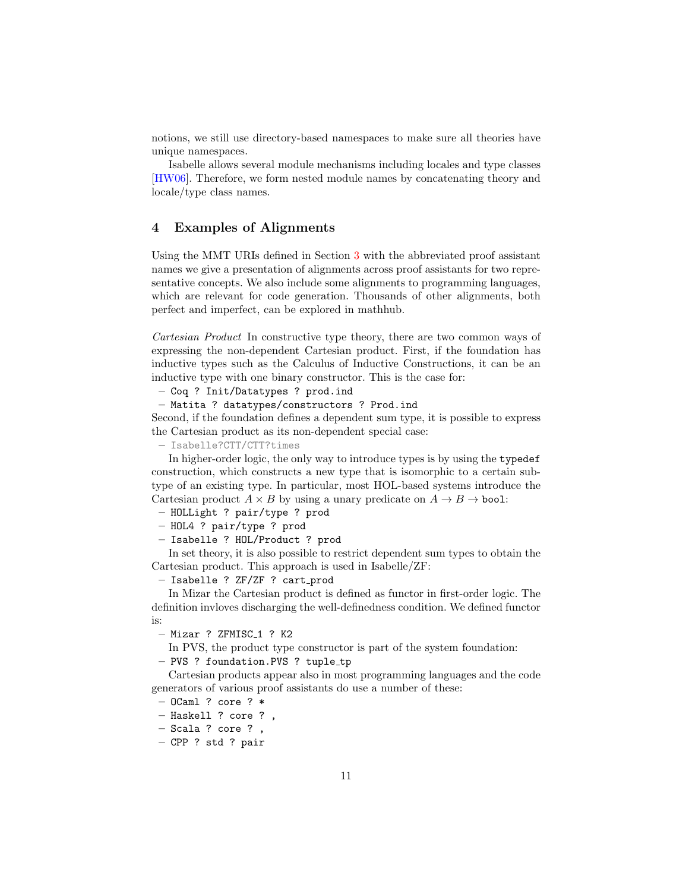notions, we still use directory-based namespaces to make sure all theories have unique namespaces.

Isabelle allows several module mechanisms including locales and type classes [HW06]. Therefore, we form nested module names by concatenating theory and locale/type class names.

## 4 Examples of Alignments

Using the MMT URIs defined in Section 3 with the abbreviated proof assistant names we give a presentation of alignments across proof assistants for two representative concepts. We also include some alignments to programming languages, which are relevant for code generation. Thousands of other alignments, both perfect and imperfect, can be explored in mathhub.

*Cartesian Product* In constructive type theory, there are two common ways of expressing the non-dependent Cartesian product. First, if the foundation has inductive types such as the Calculus of Inductive Constructions, it can be an inductive type with one binary constructor. This is the case for:

- `Coq ? Init/Datatypes ? prod.ind`
- `Matita ? datatypes/constructors ? Prod.ind`

Second, if the foundation defines a dependent sum type, it is possible to express the Cartesian product as its non-dependent special case:

- `Isabelle?CTT/CTT?times`

In higher-order logic, the only way to introduce types is by using the `typedef` construction, which constructs a new type that is isomorphic to a certain subtype of an existing type. In particular, most HOL-based systems introduce the Cartesian product $A \times B$ by using a unary predicate on $A \to B \to$ `bool`:

- `HOLLight ? pair/type ? prod`
- `HOL4 ? pair/type ? prod`
- `Isabelle ? HOL/Product ? prod`

In set theory, it is also possible to restrict dependent sum types to obtain the Cartesian product. This approach is used in Isabelle/ZF:

- `Isabelle ? ZF/ZF ? cart_prod`

In Mizar the Cartesian product is defined as functor in first-order logic. The definition invloves discharging the well-definedness condition. We defined functor is:

- `Mizar ? ZFMISC_1 ? K2`

In PVS, the product type constructor is part of the system foundation:

- `PVS ? foundation.PVS ? tuple_tp`

Cartesian products appear also in most programming languages and the code generators of various proof assistants do use a number of these:

- `OCaml ? core ? *`
- `Haskell ? core ? ,`
- `Scala ? core ? ,`
- `CPP ? std ? pair`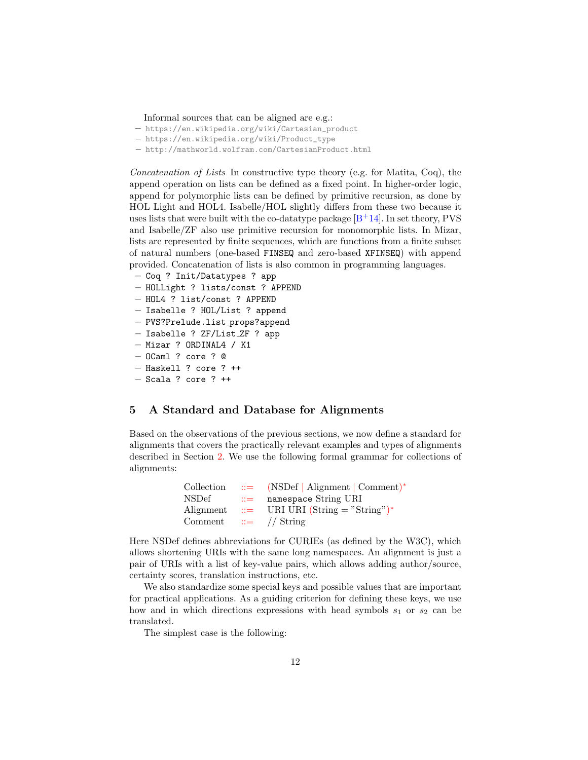Informal sources that can be aligned are e.g.:

- https://en.wikipedia.org/wiki/Cartesian_product
- https://en.wikipedia.org/wiki/Product_type
- http://mathworld.wolfram.com/CartesianProduct.html

*Concatenation of Lists* In constructive type theory (e.g. for Matita, Coq), the append operation on lists can be defined as a fixed point. In higher-order logic, append for polymorphic lists can be defined by primitive recursion, as done by HOL Light and HOL4. Isabelle/HOL slightly differs from these two because it uses lists that were built with the co-datatype package [B+14]. In set theory, PVS and Isabelle/ZF also use primitive recursion for monomorphic lists. In Mizar, lists are represented by finite sequences, which are functions from a finite subset of natural numbers (one-based `FINSEQ` and zero-based `XFINSEQ`) with append provided. Concatenation of lists is also common in programming languages.

- `Coq ? Init/Datatypes ? app`
- `HOLLight ? lists/const ? APPEND`
- `HOL4 ? list/const ? APPEND`
- `Isabelle ? HOL/List ? append`
- `PVS?Prelude.list_props?append`
- `Isabelle ? ZF/List_ZF ? app`
- `Mizar ? ORDINAL4 / K1`
- `OCaml ? core ? @`
- `Haskell ? core ? ++`
- `Scala ? core ? ++`

## 5 A Standard and Database for Alignments

Based on the observations of the previous sections, we now define a standard for alignments that covers the practically relevant examples and types of alignments described in Section 2. We use the following formal grammar for collections of alignments:

```
Collection  ::=  (NSDef | Alignment | Comment)*
NSDef       ::=  namespace String URI
Alignment   ::=  URI URI (String = "String")*
Comment     ::=  // String
```

Here NSDef defines abbreviations for CURIEs (as defined by the W3C), which allows shortening URIs with the same long namespaces. An alignment is just a pair of URIs with a list of key-value pairs, which allows adding author/source, certainty scores, translation instructions, etc.

We also standardize some special keys and possible values that are important for practical applications. As a guiding criterion for defining these keys, we use how and in which directions expressions with head symbols $s_1$ or $s_2$ can be translated.

The simplest case is the following: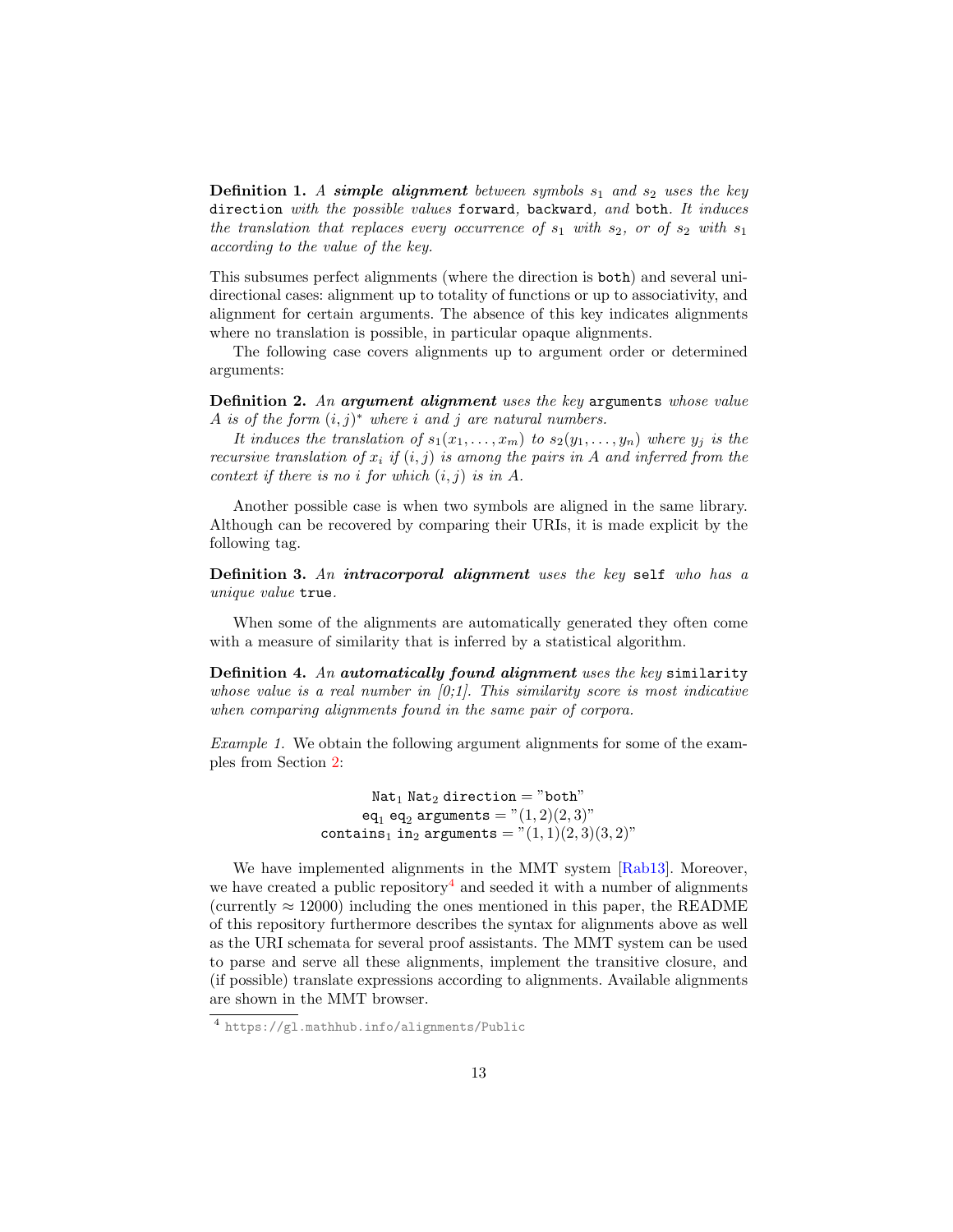**Definition 1.** *A **simple alignment** between symbols $s_1$ and $s_2$ uses the key* `direction` *with the possible values* `forward`*,* `backward`*, and* `both`*. It induces the translation that replaces every occurrence of $s_1$ with $s_2$, or of $s_2$ with $s_1$ according to the value of the key.*

This subsumes perfect alignments (where the direction is `both`) and several unidirectional cases: alignment up to totality of functions or up to associativity, and alignment for certain arguments. The absence of this key indicates alignments where no translation is possible, in particular opaque alignments.

The following case covers alignments up to argument order or determined arguments:

**Definition 2.** *An **argument alignment** uses the key* `arguments` *whose value $A$ is of the form $(i, j)^*$ where $i$ and $j$ are natural numbers.*

*It induces the translation of $s_1(x_1, \ldots, x_m)$ to $s_2(y_1, \ldots, y_n)$ where $y_j$ is the recursive translation of $x_i$ if $(i, j)$ is among the pairs in $A$ and inferred from the context if there is no $i$ for which $(i, j)$ is in $A$.*

Another possible case is when two symbols are aligned in the same library. Although can be recovered by comparing their URIs, it is made explicit by the following tag.

**Definition 3.** *An **intracorporal alignment** uses the key* `self` *who has a unique value* `true`*.*

When some of the alignments are automatically generated they often come with a measure of similarity that is inferred by a statistical algorithm.

**Definition 4.** *An **automatically found alignment** uses the key* `similarity` *whose value is a real number in [0;1]. This similarity score is most indicative when comparing alignments found in the same pair of corpora.*

*Example 1.* We obtain the following argument alignments for some of the examples from Section 2:

$$\texttt{Nat}_1\ \texttt{Nat}_2\ \texttt{direction} = \text{"both"}$$
$$\texttt{eq}_1\ \texttt{eq}_2\ \texttt{arguments} = \text{"}(1,2)(2,3)\text{"}$$
$$\texttt{contains}_1\ \texttt{in}_2\ \texttt{arguments} = \text{"}(1,1)(2,3)(3,2)\text{"}$$

We have implemented alignments in the MMT system [Rab13]. Moreover, we have created a public repository[4] and seeded it with a number of alignments (currently $\approx 12000$) including the ones mentioned in this paper, the README of this repository furthermore describes the syntax for alignments above as well as the URI schemata for several proof assistants. The MMT system can be used to parse and serve all these alignments, implement the transitive closure, and (if possible) translate expressions according to alignments. Available alignments are shown in the MMT browser.

[4] `https://gl.mathhub.info/alignments/Public`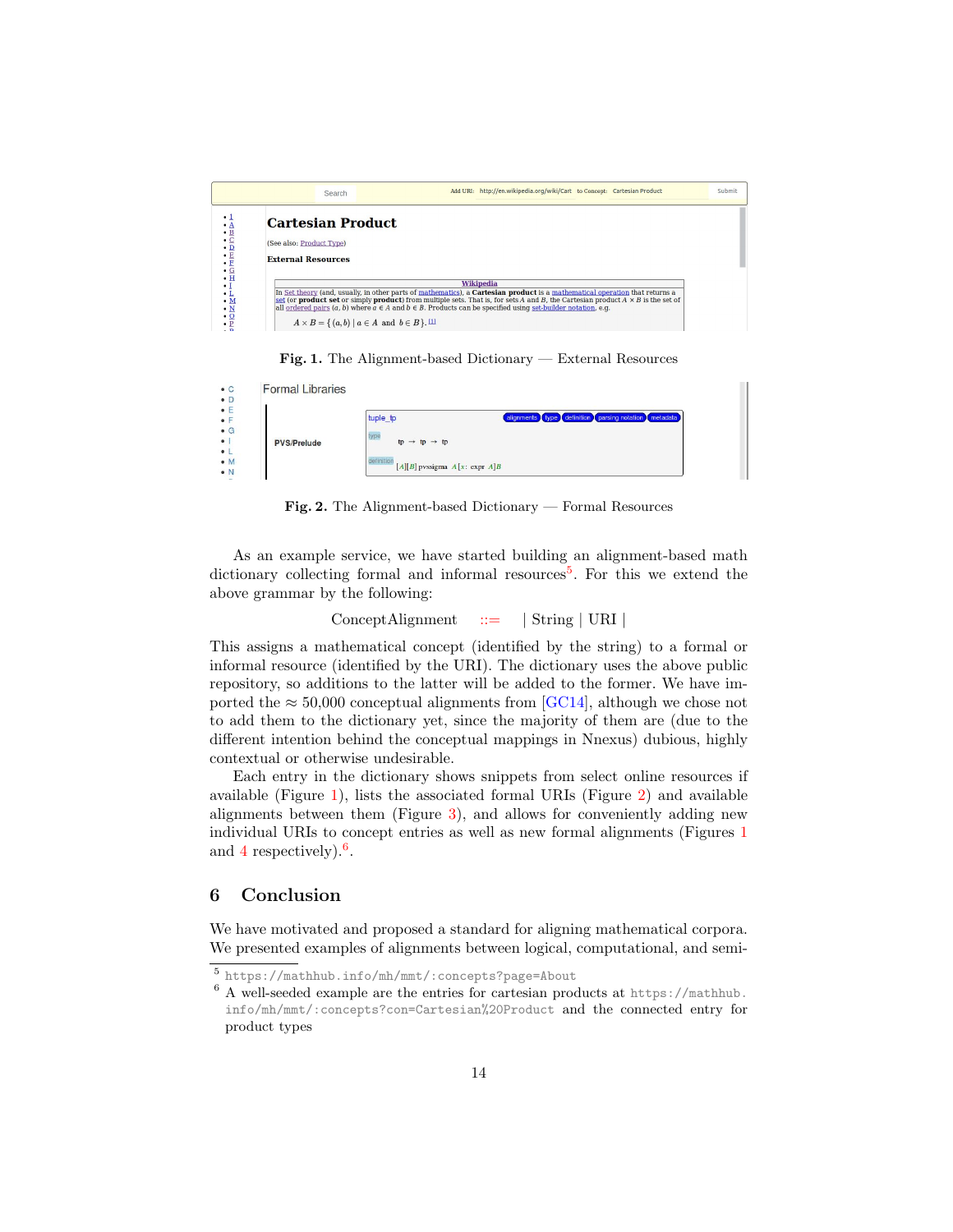Fig. 1. The Alignment-based Dictionary — External Resources

Fig. 2. The Alignment-based Dictionary — Formal Resources

As an example service, we have started building an alignment-based math dictionary collecting formal and informal resources[5]. For this we extend the above grammar by the following:

$$\text{ConceptAlignment} \quad ::= \quad | \text{ String } | \text{ URI } |$$

This assigns a mathematical concept (identified by the string) to a formal or informal resource (identified by the URI). The dictionary uses the above public repository, so additions to the latter will be added to the former. We have imported the $\approx$ 50,000 conceptual alignments from [GC14], although we chose not to add them to the dictionary yet, since the majority of them are (due to the different intention behind the conceptual mappings in Nnexus) dubious, highly contextual or otherwise undesirable.

Each entry in the dictionary shows snippets from select online resources if available (Figure 1), lists the associated formal URIs (Figure 2) and available alignments between them (Figure 3), and allows for conveniently adding new individual URIs to concept entries as well as new formal alignments (Figures 1 and 4 respectively).[6].

## 6 Conclusion

We have motivated and proposed a standard for aligning mathematical corpora. We presented examples of alignments between logical, computational, and semi-

[5] https://mathhub.info/mh/mmt/:concepts?page=About

[6] A well-seeded example are the entries for cartesian products at https://mathhub.info/mh/mmt/:concepts?con=Cartesian%20Product and the connected entry for product types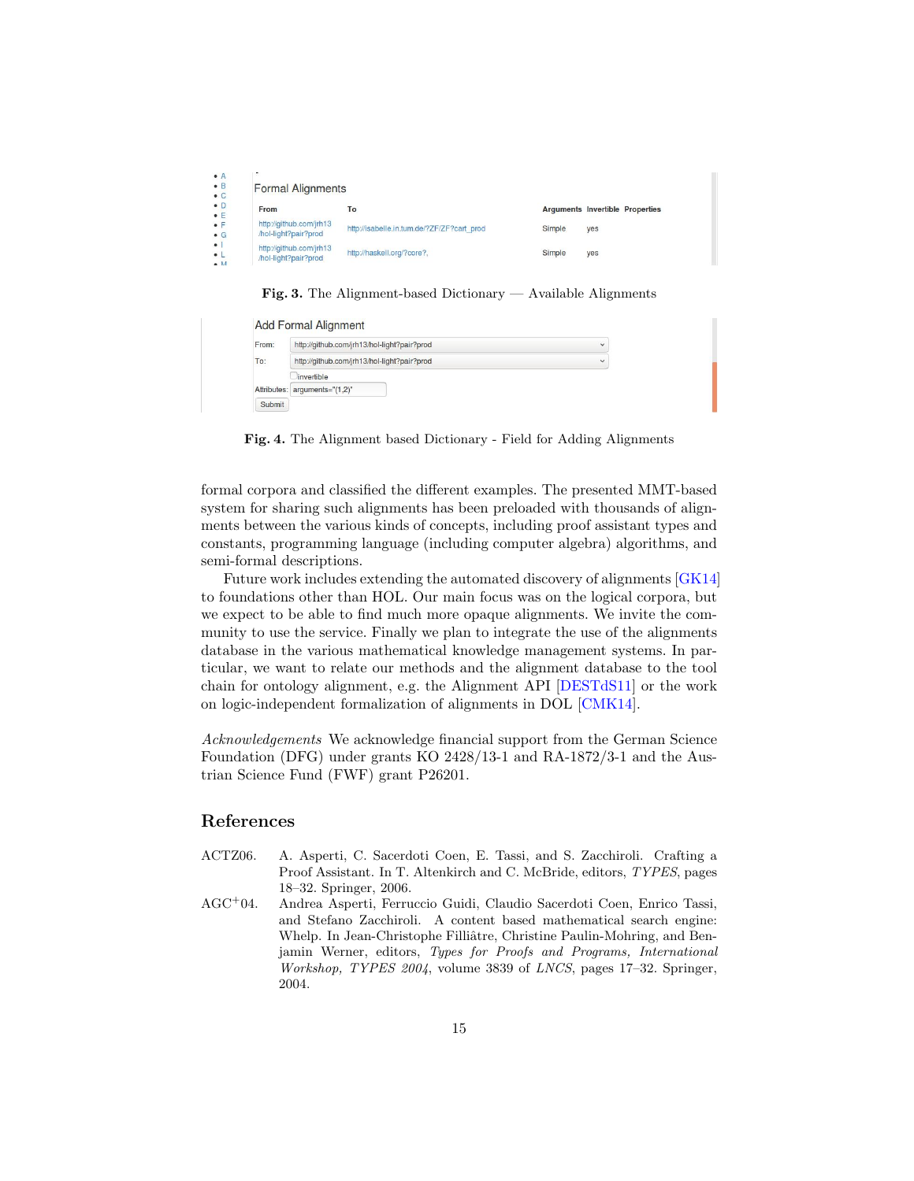Fig. 3. The Alignment-based Dictionary — Available Alignments

Fig. 4. The Alignment based Dictionary - Field for Adding Alignments

formal corpora and classified the different examples. The presented MMT-based system for sharing such alignments has been preloaded with thousands of alignments between the various kinds of concepts, including proof assistant types and constants, programming language (including computer algebra) algorithms, and semi-formal descriptions.

Future work includes extending the automated discovery of alignments [GK14] to foundations other than HOL. Our main focus was on the logical corpora, but we expect to be able to find much more opaque alignments. We invite the community to use the service. Finally we plan to integrate the use of the alignments database in the various mathematical knowledge management systems. In particular, we want to relate our methods and the alignment database to the tool chain for ontology alignment, e.g. the Alignment API [DESTdS11] or the work on logic-independent formalization of alignments in DOL [CMK14].

*Acknowledgements* We acknowledge financial support from the German Science Foundation (DFG) under grants KO 2428/13-1 and RA-1872/3-1 and the Austrian Science Fund (FWF) grant P26201.

## References

ACTZ06. A. Asperti, C. Sacerdoti Coen, E. Tassi, and S. Zacchiroli. Crafting a Proof Assistant. In T. Altenkirch and C. McBride, editors, *TYPES*, pages 18–32. Springer, 2006.

AGC+04. Andrea Asperti, Ferruccio Guidi, Claudio Sacerdoti Coen, Enrico Tassi, and Stefano Zacchiroli. A content based mathematical search engine: Whelp. In Jean-Christophe Filliâtre, Christine Paulin-Mohring, and Benjamin Werner, editors, *Types for Proofs and Programs, International Workshop, TYPES 2004*, volume 3839 of *LNCS*, pages 17–32. Springer, 2004.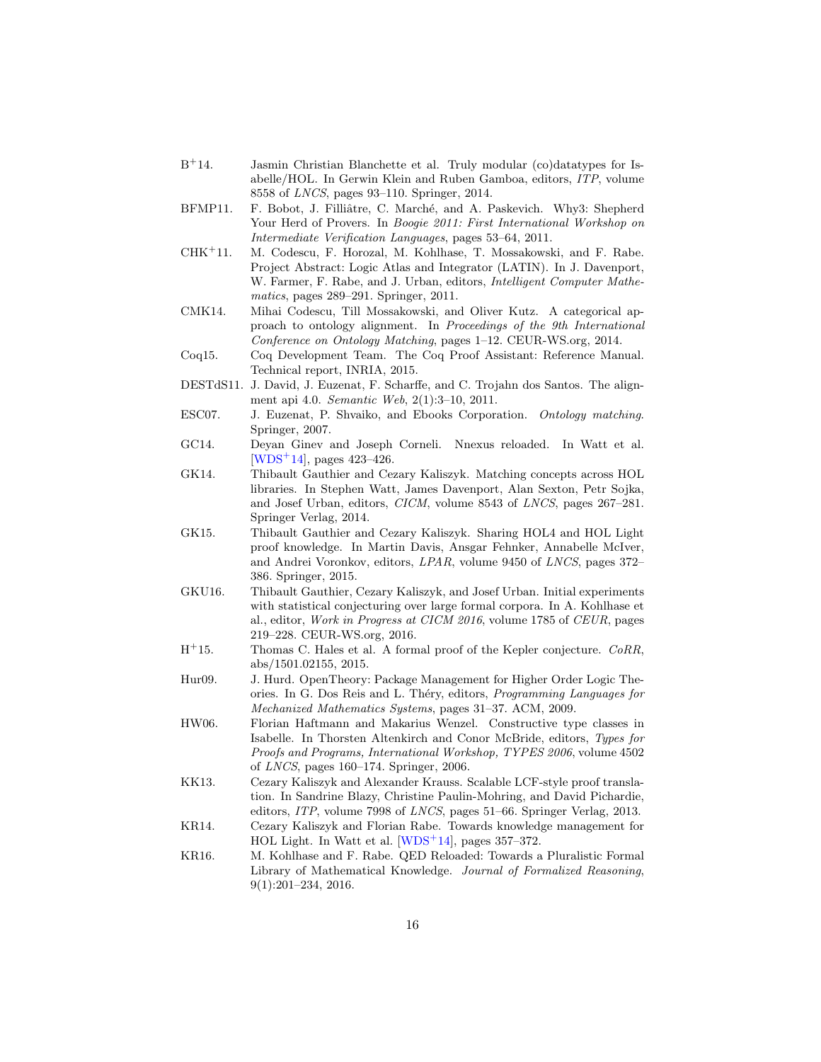- B[+]14. Jasmin Christian Blanchette et al. Truly modular (co)datatypes for Isabelle/HOL. In Gerwin Klein and Ruben Gamboa, editors, *ITP*, volume 8558 of *LNCS*, pages 93–110. Springer, 2014.
- BFMP11. F. Bobot, J. Filliâtre, C. Marché, and A. Paskevich. Why3: Shepherd Your Herd of Provers. In *Boogie 2011: First International Workshop on Intermediate Verification Languages*, pages 53–64, 2011.
- CHK[+]11. M. Codescu, F. Horozal, M. Kohlhase, T. Mossakowski, and F. Rabe. Project Abstract: Logic Atlas and Integrator (LATIN). In J. Davenport, W. Farmer, F. Rabe, and J. Urban, editors, *Intelligent Computer Mathematics*, pages 289–291. Springer, 2011.
- CMK14. Mihai Codescu, Till Mossakowski, and Oliver Kutz. A categorical approach to ontology alignment. In *Proceedings of the 9th International Conference on Ontology Matching*, pages 1–12. CEUR-WS.org, 2014.
- Coq15. Coq Development Team. The Coq Proof Assistant: Reference Manual. Technical report, INRIA, 2015.
- DESTdS11. J. David, J. Euzenat, F. Scharffe, and C. Trojahn dos Santos. The alignment api 4.0. *Semantic Web*, 2(1):3–10, 2011.
- ESC07. J. Euzenat, P. Shvaiko, and Ebooks Corporation. *Ontology matching*. Springer, 2007.
- GC14. Deyan Ginev and Joseph Corneli. Nnexus reloaded. In Watt et al. [WDS[+]14], pages 423–426.
- GK14. Thibault Gauthier and Cezary Kaliszyk. Matching concepts across HOL libraries. In Stephen Watt, James Davenport, Alan Sexton, Petr Sojka, and Josef Urban, editors, *CICM*, volume 8543 of *LNCS*, pages 267–281. Springer Verlag, 2014.
- GK15. Thibault Gauthier and Cezary Kaliszyk. Sharing HOL4 and HOL Light proof knowledge. In Martin Davis, Ansgar Fehnker, Annabelle McIver, and Andrei Voronkov, editors, *LPAR*, volume 9450 of *LNCS*, pages 372–386. Springer, 2015.
- GKU16. Thibault Gauthier, Cezary Kaliszyk, and Josef Urban. Initial experiments with statistical conjecturing over large formal corpora. In A. Kohlhase et al., editor, *Work in Progress at CICM 2016*, volume 1785 of *CEUR*, pages 219–228. CEUR-WS.org, 2016.
- H[+]15. Thomas C. Hales et al. A formal proof of the Kepler conjecture. *CoRR*, abs/1501.02155, 2015.
- Hur09. J. Hurd. OpenTheory: Package Management for Higher Order Logic Theories. In G. Dos Reis and L. Théry, editors, *Programming Languages for Mechanized Mathematics Systems*, pages 31–37. ACM, 2009.
- HW06. Florian Haftmann and Makarius Wenzel. Constructive type classes in Isabelle. In Thorsten Altenkirch and Conor McBride, editors, *Types for Proofs and Programs, International Workshop, TYPES 2006*, volume 4502 of *LNCS*, pages 160–174. Springer, 2006.
- KK13. Cezary Kaliszyk and Alexander Krauss. Scalable LCF-style proof translation. In Sandrine Blazy, Christine Paulin-Mohring, and David Pichardie, editors, *ITP*, volume 7998 of *LNCS*, pages 51–66. Springer Verlag, 2013.
- KR14. Cezary Kaliszyk and Florian Rabe. Towards knowledge management for HOL Light. In Watt et al. [WDS[+]14], pages 357–372.
- KR16. M. Kohlhase and F. Rabe. QED Reloaded: Towards a Pluralistic Formal Library of Mathematical Knowledge. *Journal of Formalized Reasoning*, 9(1):201–234, 2016.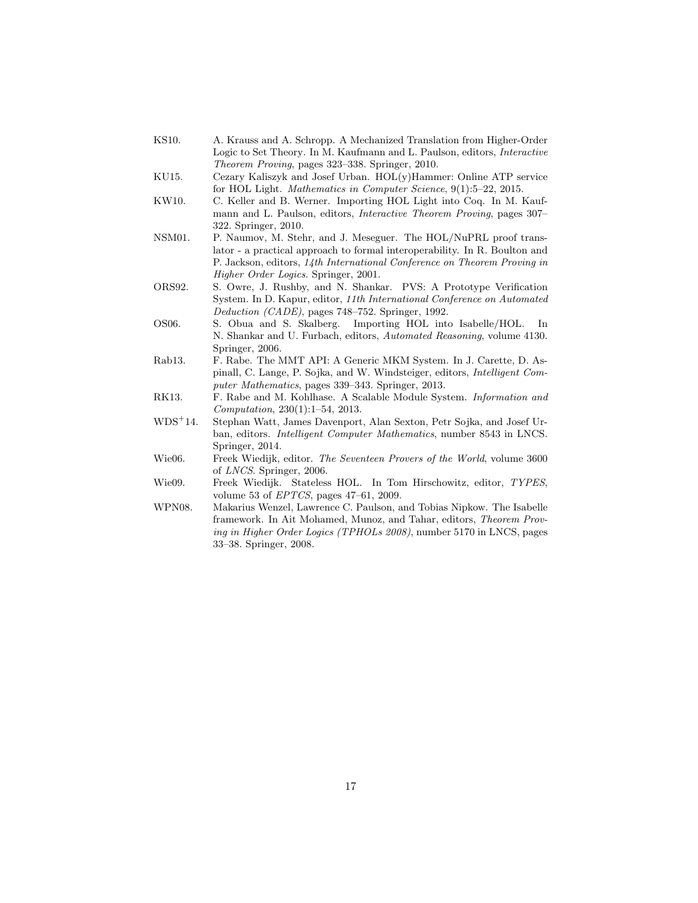KS10. A. Krauss and A. Schropp. A Mechanized Translation from Higher-Order Logic to Set Theory. In M. Kaufmann and L. Paulson, editors, *Interactive Theorem Proving*, pages 323–338. Springer, 2010.

KU15. Cezary Kaliszyk and Josef Urban. HOL(y)Hammer: Online ATP service for HOL Light. *Mathematics in Computer Science*, 9(1):5–22, 2015.

KW10. C. Keller and B. Werner. Importing HOL Light into Coq. In M. Kaufmann and L. Paulson, editors, *Interactive Theorem Proving*, pages 307–322. Springer, 2010.

NSM01. P. Naumov, M. Stehr, and J. Meseguer. The HOL/NuPRL proof translator - a practical approach to formal interoperability. In R. Boulton and P. Jackson, editors, *14th International Conference on Theorem Proving in Higher Order Logics*. Springer, 2001.

ORS92. S. Owre, J. Rushby, and N. Shankar. PVS: A Prototype Verification System. In D. Kapur, editor, *11th International Conference on Automated Deduction (CADE)*, pages 748–752. Springer, 1992.

OS06. S. Obua and S. Skalberg. Importing HOL into Isabelle/HOL. In N. Shankar and U. Furbach, editors, *Automated Reasoning*, volume 4130. Springer, 2006.

Rab13. F. Rabe. The MMT API: A Generic MKM System. In J. Carette, D. Aspinall, C. Lange, P. Sojka, and W. Windsteiger, editors, *Intelligent Computer Mathematics*, pages 339–343. Springer, 2013.

RK13. F. Rabe and M. Kohlhase. A Scalable Module System. *Information and Computation*, 230(1):1–54, 2013.

WDS+14. Stephan Watt, James Davenport, Alan Sexton, Petr Sojka, and Josef Urban, editors. *Intelligent Computer Mathematics*, number 8543 in LNCS. Springer, 2014.

Wie06. Freek Wiedijk, editor. *The Seventeen Provers of the World*, volume 3600 of *LNCS*. Springer, 2006.

Wie09. Freek Wiedijk. Stateless HOL. In Tom Hirschowitz, editor, *TYPES*, volume 53 of *EPTCS*, pages 47–61, 2009.

WPN08. Makarius Wenzel, Lawrence C. Paulson, and Tobias Nipkow. The Isabelle framework. In Ait Mohamed, Munoz, and Tahar, editors, *Theorem Proving in Higher Order Logics (TPHOLs 2008)*, number 5170 in LNCS, pages 33–38. Springer, 2008.